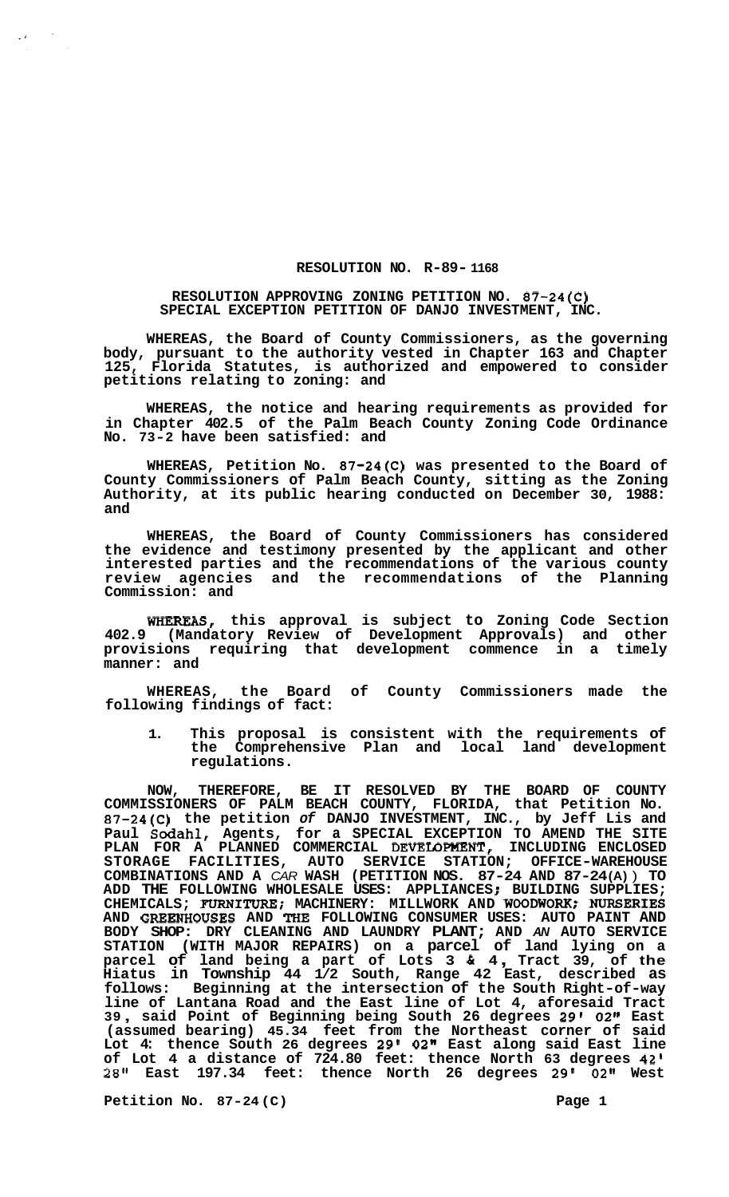**RESOLUTION NO. R-89- 1168**

**RESOLUTION APPROVING ZONING PETITION NO. 87-24(C) SPECIAL EXCEPTION PETITION OF DANJO INVESTMENT, INC.**

**WHEREAS, the Board of County Commissioners, as the governing body, pursuant to the authority vested in Chapter 163 and Chapter 125, Florida Statutes, is authorized and empowered to consider petitions relating to zoning: and**

**WHEREAS, the notice and hearing requirements as provided for in Chapter 402.5 of the Palm Beach County Zoning Code Ordinance No. 73-2 have been satisfied: and**

**WHEREAS, Petition No. 87-24(C) was presented to the Board of County Commissioners of Palm Beach County, sitting as the Zoning Authority, at its public hearing conducted on December 30, 1988: and**

**WHEREAS, the Board of County Commissioners has considered the evidence and testimony presented by the applicant and other interested parties and the recommendations of the various county review agencies and the recommendations of the Planning Commission: and**

**WHEREAS, this approval is subject to Zoning Code Section 402.9 (Mandatory Review of Development Approvals) and other provisions requiring that development commence in a timely manner: and**

**WHEREAS, the Board of County Commissioners made the following findings of fact:**

1. **This proposal is consistent with the requirements of the Comprehensive Plan and local land development regulations.**

**NOW, THEREFORE, BE IT RESOLVED BY THE BOARD OF COUNTY COMMISSIONERS OF PALM BEACH COUNTY, FLORIDA, that Petition No. 87-24(C) the petition of DANJO INVESTMENT, INC., by Jeff Lis and Paul Sodahl, Agents, for a SPECIAL EXCEPTION TO AMEND THE SITE PLAN FOR A PLANNED COMMERCIAL DEVELOPMENT, INCLUDING ENCLOSED STORAGE FACILITIES, AUTO SERVICE STATION; OFFICE-WAREHOUSE COMBINATIONS AND A CAR WASH (PETITION NOS. 87-24 AND 87-24(A)) TO ADD THE FOLLOWING WHOLESALE USES: APPLIANCES; BUILDING SUPPLIES; CHEMICALS; FURNITURE; MACHINERY: MILLWORK AND WOODWORK; NURSERIES AND GREENHOUSES AND THE FOLLOWING CONSUMER USES: AUTO PAINT AND BODY SHOP: DRY CLEANING AND LAUNDRY PLANT; AND AN AUTO SERVICE STATION (WITH MAJOR REPAIRS) on a parcel of land lying on a parcel of land being a part of Lots 3 & 4, Tract 39, of the Hiatus in Township 44 1/2 South, Range 42 East, described as follows: Beginning at the intersection of the South Right-of-way line of Lantana Road and the East line of Lot 4, aforesaid Tract 39, said Point of Beginning being South 26 degrees 29' 02" East (assumed bearing) 45.34 feet from the Northeast corner of said Lot 4: thence South 26 degrees 29' 02" East along said East line of Lot 4 a distance of 724.80 feet: thence North 63 degrees 42' 28" East 197.34 feet: thence North 26 degrees 29' 02" West**

**Petition No. 87-24(C)**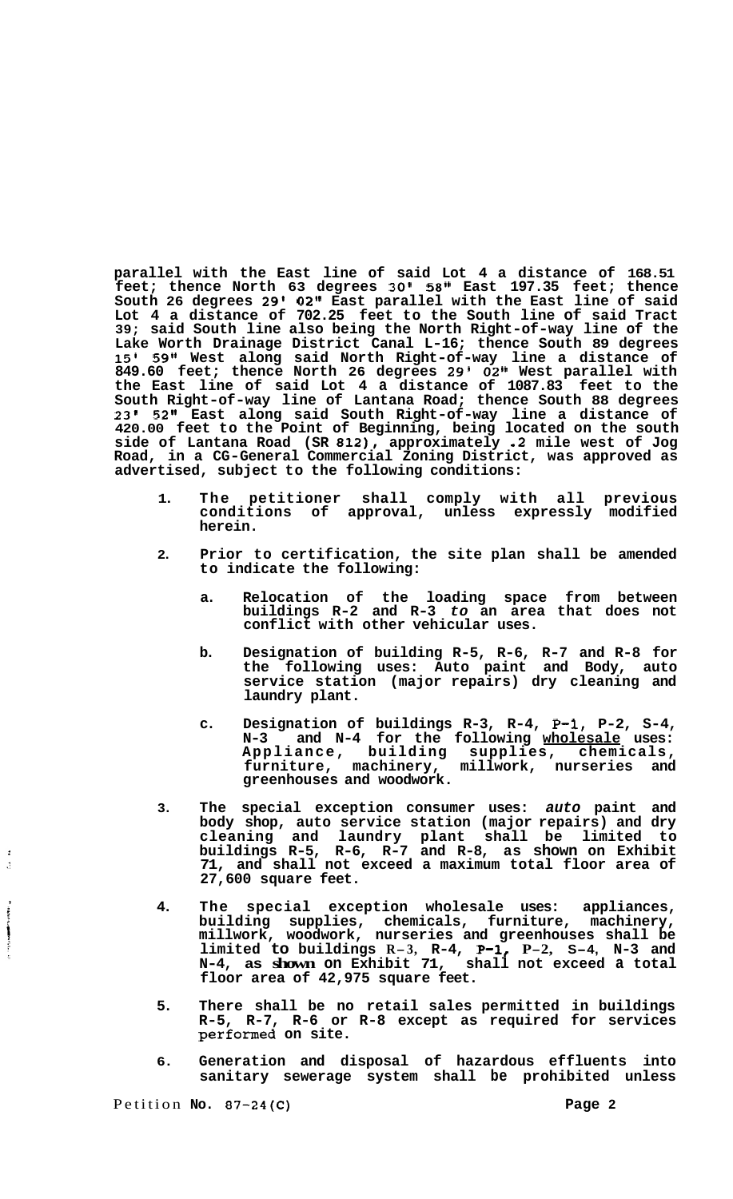**parallel with the East line of said Lot 4 a distance of 168.51 feet; thence North 63 degrees 30' 58" East 197.35 feet; thence South 26 degrees 29' 02" East parallel with the East line of said Lot 4 a distance of 702.25 feet to the South line of said Tract 39; said South line also being the North Right-of-way line of the Lake Worth Drainage District Canal L-16; thence South 89 degrees 15' 59" West along said North Right-of-way line a distance of 849.60 feet; thence North 26 degrees 29' 02" West parallel with the East line of said Lot 4 a distance of 1087.83 feet to the South Right-of-way line of Lantana Road; thence South 88 degrees 23' 52" East along said South Right-of-way line a distance of 420.00 feet to the Point of Beginning, being located on the south side of Lantana Road (SR 812), approximately .2 mile west of Jog Road, in a CG-General Commercial Zoning District, was approved as advertised, subject to the following conditions:**

1. **The petitioner shall comply with all previous conditions of approval, unless expressly modified herein.**

2. **Prior to certification, the site plan shall be amended to indicate the following:**

   a. **Relocation of the loading space from between buildings R-2 and R-3 *to* an area that does not conflict with other vehicular uses.**

   b. **Designation of building R-5, R-6, R-7 and R-8 for the following uses: Auto paint and Body, auto service station (major repairs) dry cleaning and laundry plant.**

   c. **Designation of buildings R-3, R-4, P-1, P-2, S-4, N-3 and N-4 for the following <u>wholesale</u> uses: Appliance, building supplies, chemicals, furniture, machinery, millwork, nurseries and greenhouses and woodwork.**

3. **The special exception consumer uses: *auto* paint and body shop, auto service station (major repairs) and dry cleaning and laundry plant shall be limited to buildings R-5, R-6, R-7 and R-8, as shown on Exhibit 71, and shall not exceed a maximum total floor area of 27,600 square feet.**

4. **The special exception wholesale uses: appliances, building supplies, chemicals, furniture, machinery, millwork, woodwork, nurseries and greenhouses shall be limited to buildings R-3, R-4, P-1, P-2, S-4, N-3 and N-4, as shown on Exhibit 71, shall not exceed a total floor area of 42,975 square feet.**

5. **There shall be no retail sales permitted in buildings R-5, R-7, R-6 or R-8 except as required for services performed on site.**

6. **Generation and disposal of hazardous effluents into sanitary sewerage system shall be prohibited unless**

Petition **No. 87-24(C)**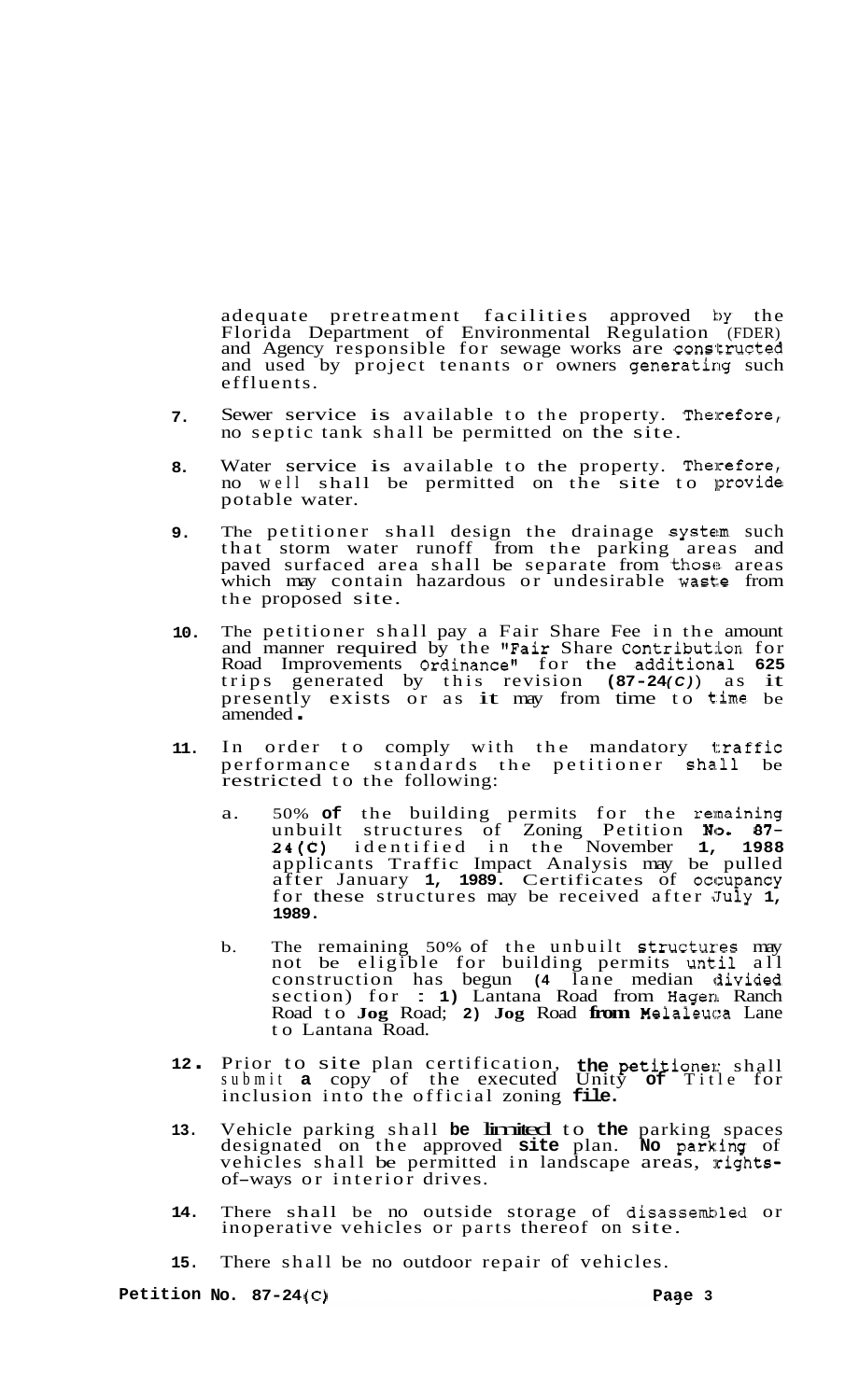adequate pretreatment facilities approved by the Florida Department of Environmental Regulation (FDER) and Agency responsible for sewage works are constructed and used by project tenants or owners generating such effluents.

7. Sewer service is available to the property. Therefore, no septic tank shall be permitted on the site.

8. Water service is available to the property. Therefore, no well shall be permitted on the site to provide potable water.

9. The petitioner shall design the drainage system such that storm water runoff from the parking areas and paved surfaced area shall be separate from those areas which may contain hazardous or undesirable waste from the proposed site.

10. The petitioner shall pay a Fair Share Fee in the amount and manner required by the "Fair Share Contribution for Road Improvements Ordinance" for the additional 625 trips generated by this revision (87-24(C)) as it presently exists or as it may from time to time be amended.

11. In order to comply with the mandatory traffic performance standards the petitioner shall be restricted to the following:

    a. 50% of the building permits for the remaining unbuilt structures of Zoning Petition No. 87-24(C) identified in the November 1, 1988 applicants Traffic Impact Analysis may be pulled after January 1, 1989. Certificates of occupancy for these structures may be received after July 1, 1989.

    b. The remaining 50% of the unbuilt structures may not be eligible for building permits until all construction has begun (4 lane median divided section) for : 1) Lantana Road from Hagen Ranch Road to Jog Road; 2) Jog Road from Melaleuca Lane to Lantana Road.

12. Prior to site plan certification, the petitioner shall submit a copy of the executed Unity of Title for inclusion into the official zoning file.

13. Vehicle parking shall be limited to the parking spaces designated on the approved site plan. No parking of vehicles shall be permitted in landscape areas, rights-of-ways or interior drives.

14. There shall be no outside storage of disassembled or inoperative vehicles or parts thereof on site.

15. There shall be no outdoor repair of vehicles.

Petition No. 87-24(C)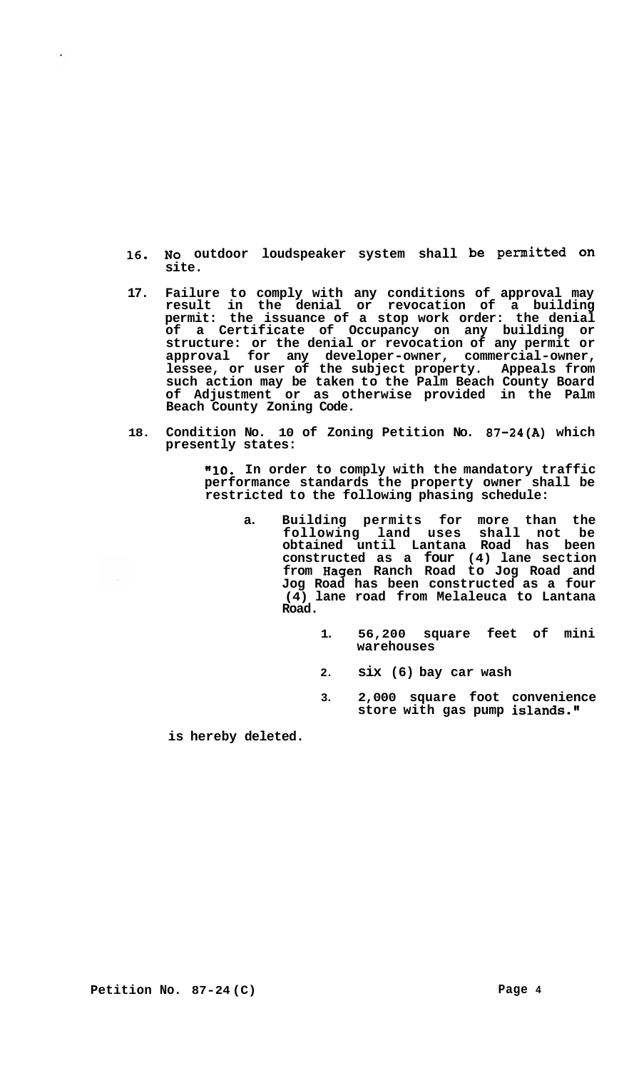16. No outdoor loudspeaker system shall be permitted on site.

17. Failure to comply with any conditions of approval may result in the denial or revocation of a building permit: the issuance of a stop work order: the denial of a Certificate of Occupancy on any building or structure: or the denial or revocation of any permit or approval for any developer-owner, commercial-owner, lessee, or user of the subject property. Appeals from such action may be taken to the Palm Beach County Board of Adjustment or as otherwise provided in the Palm Beach County Zoning Code.

18. Condition No. 10 of Zoning Petition No. 87-24(A) which presently states:

    "10. In order to comply with the mandatory traffic performance standards the property owner shall be restricted to the following phasing schedule:

    a. Building permits for more than the following land uses shall not be obtained until Lantana Road has been constructed as a four (4) lane section from Hagen Ranch Road to Jog Road and Jog Road has been constructed as a four (4) lane road from Melaleuca to Lantana Road.

        1. 56,200 square feet of mini warehouses

        2. six (6) bay car wash

        3. 2,000 square foot convenience store with gas pump islands."

    is hereby deleted.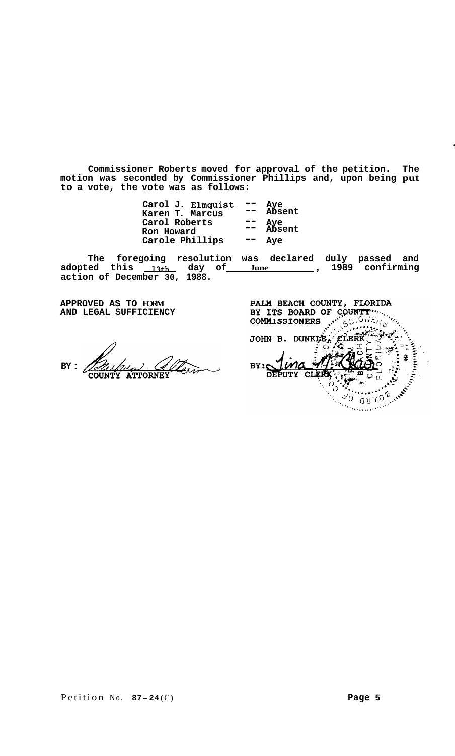Commissioner Roberts moved for approval of the petition. The motion was seconded by Commissioner Phillips and, upon being put to a vote, the vote was as follows:

| | | |
|---|---|---|
| Carol J. Elmquist | -- | Aye |
| Karen T. Marcus | -- | Absent |
| Carol Roberts | -- | Aye |
| Ron Howard | -- | Absent |
| Carole Phillips | -- | Aye |

The foregoing resolution was declared duly passed and adopted this 13th day of June, 1989 confirming action of December 30, 1988.

APPROVED AS TO FORM AND LEGAL SUFFICIENCY

BY: COUNTY ATTORNEY

PALM BEACH COUNTY, FLORIDA BY ITS BOARD OF COUNTY COMMISSIONERS

JOHN B. DUNKLE, CLERK

BY: DEPUTY CLERK

Petition No. 87-24(C)